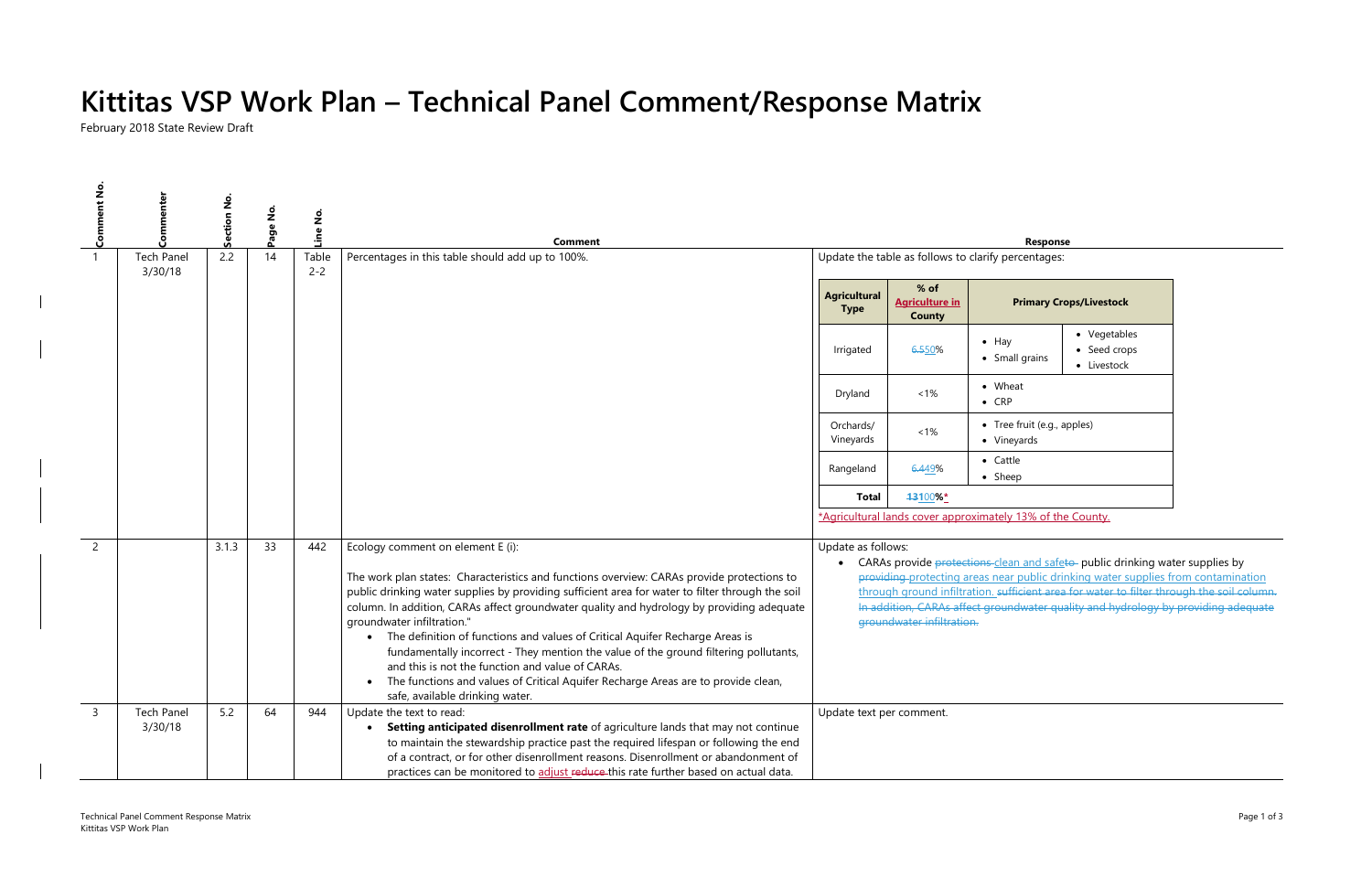# Kittitas VSP Work Plan – Technical Panel Comment/Response Matrix

February 2018 State Review Draft

| Comment No. | Commenter | Section No. | Page No. | Line No. | Comment | Response |
|---|---|---|---|---|---|---|
| 1 | Tech Panel 3/30/18 | 2.2 | 14 | Table 2-2 | Percentages in this table should add up to 100%. | Update the table as follows to clarify percentages:<br><br>**Agricultural Type** / **% of Agriculture in County** / **Primary Crops/Livestock**<br>Irrigated / ~~6.5~~50% / • Hay • Small grains • Vegetables • Seed crops • Livestock<br>Dryland / <1% / • Wheat • CRP<br>Orchards/ Vineyards / <1% / • Tree fruit (e.g., apples) • Vineyards<br>Rangeland / ~~6.4~~49% / • Cattle • Sheep<br>**Total** / ~~13~~100%*<br><br>*Agricultural lands cover approximately 13% of the County. |
| 2 | | 3.1.3 | 33 | 442 | Ecology comment on element E (i):<br><br>The work plan states: Characteristics and functions overview: CARAs provide protections to public drinking water supplies by providing sufficient area for water to filter through the soil column. In addition, CARAs affect groundwater quality and hydrology by providing adequate groundwater infiltration."<br>• The definition of functions and values of Critical Aquifer Recharge Areas is fundamentally incorrect - They mention the value of the ground filtering pollutants, and this is not the function and value of CARAs.<br>• The functions and values of Critical Aquifer Recharge Areas are to provide clean, safe, available drinking water. | Update as follows:<br>• CARAs provide ~~protections~~ clean and safe~~to~~ public drinking water supplies by ~~providing~~ protecting areas near public drinking water supplies from contamination through ground infiltration. ~~sufficient area for water to filter through the soil column. In addition, CARAs affect groundwater quality and hydrology by providing adequate groundwater infiltration.~~ |
| 3 | Tech Panel 3/30/18 | 5.2 | 64 | 944 | Update the text to read:<br>• **Setting anticipated disenrollment rate** of agriculture lands that may not continue to maintain the stewardship practice past the required lifespan or following the end of a contract, or for other disenrollment reasons. Disenrollment or abandonment of practices can be monitored to adjust ~~reduce~~ this rate further based on actual data. | Update text per comment. |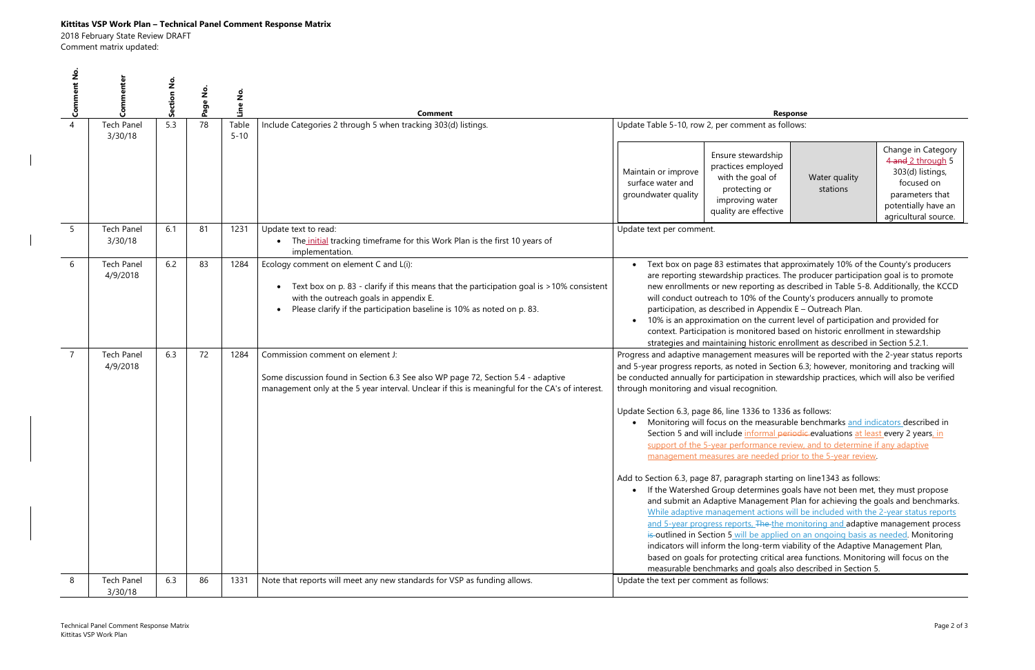**Kittitas VSP Work Plan – Technical Panel Comment Response Matrix**

2018 February State Review DRAFT

Comment matrix updated:

| Comment No. | Commenter | Section No. | Page No. | Line No. | Comment | Response |
|---|---|---|---|---|---|---|
| 4 | Tech Panel 3/30/18 | 5.3 | 78 | Table 5-10 | Include Categories 2 through 5 when tracking 303(d) listings. | Update Table 5-10, row 2, per comment as follows: <br><br> Maintain or improve surface water and groundwater quality \| Ensure stewardship practices employed with the goal of protecting or improving water quality are effective \| Water quality stations \| Change in Category ~~4 and~~ 2 through 5 303(d) listings, focused on parameters that potentially have an agricultural source. |
| 5 | Tech Panel 3/30/18 | 6.1 | 81 | 1231 | Update text to read: <br>• The initial tracking timeframe for this Work Plan is the first 10 years of implementation. | Update text per comment. |
| 6 | Tech Panel 4/9/2018 | 6.2 | 83 | 1284 | Ecology comment on element C and L(i): <br>• Text box on p. 83 - clarify if this means that the participation goal is >10% consistent with the outreach goals in appendix E. <br>• Please clarify if the participation baseline is 10% as noted on p. 83. | • Text box on page 83 estimates that approximately 10% of the County's producers are reporting stewardship practices. The producer participation goal is to promote new enrollments or new reporting as described in Table 5-8. Additionally, the KCCD will conduct outreach to 10% of the County's producers annually to promote participation, as described in Appendix E – Outreach Plan. <br>• 10% is an approximation on the current level of participation and provided for context. Participation is monitored based on historic enrollment in stewardship strategies and maintaining historic enrollment as described in Section 5.2.1. |
| 7 | Tech Panel 4/9/2018 | 6.3 | 72 | 1284 | Commission comment on element J: <br><br> Some discussion found in Section 6.3 See also WP page 72, Section 5.4 - adaptive management only at the 5 year interval. Unclear if this is meaningful for the CA's of interest. | Progress and adaptive management measures will be reported with the 2-year status reports and 5-year progress reports, as noted in Section 6.3; however, monitoring and tracking will be conducted annually for participation in stewardship practices, which will also be verified through monitoring and visual recognition. <br><br> Update Section 6.3, page 86, line 1336 to 1336 as follows: <br>• Monitoring will focus on the measurable benchmarks and indicators described in Section 5 and will include informal ~~periodic~~ evaluations at least every 2 years, in support of the 5-year performance review, and to determine if any adaptive management measures are needed prior to the 5-year review. <br><br> Add to Section 6.3, page 87, paragraph starting on line1343 as follows: <br>• If the Watershed Group determines goals have not been met, they must propose and submit an Adaptive Management Plan for achieving the goals and benchmarks. While adaptive management actions will be included with the 2-year status reports and 5-year progress reports, ~~The~~ the monitoring and adaptive management process ~~is~~ outlined in Section 5 will be applied on an ongoing basis as needed. Monitoring indicators will inform the long-term viability of the Adaptive Management Plan, based on goals for protecting critical area functions. Monitoring will focus on the measurable benchmarks and goals also described in Section 5. |
| 8 | Tech Panel 3/30/18 | 6.3 | 86 | 1331 | Note that reports will meet any new standards for VSP as funding allows. | Update the text per comment as follows: |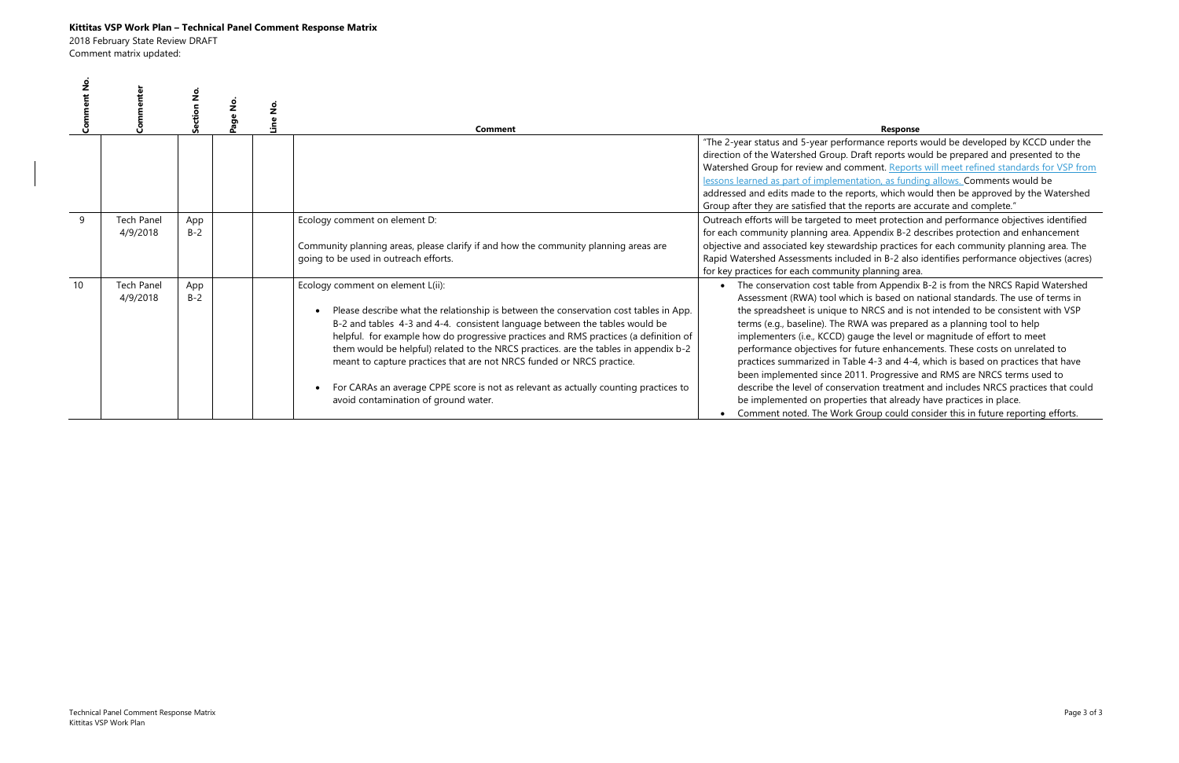**Kittitas VSP Work Plan – Technical Panel Comment Response Matrix**

2018 February State Review DRAFT

Comment matrix updated:

| Comment No. | Commenter | Section No. | Page No. | Line No. | Comment | Response |
|---|---|---|---|---|---|---|
| | | | | | | "The 2-year status and 5-year performance reports would be developed by KCCD under the direction of the Watershed Group. Draft reports would be prepared and presented to the Watershed Group for review and comment. Reports will meet refined standards for VSP from lessons learned as part of implementation, as funding allows. Comments would be addressed and edits made to the reports, which would then be approved by the Watershed Group after they are satisfied that the reports are accurate and complete." |
| 9 | Tech Panel 4/9/2018 | App B-2 | | | Ecology comment on element D:<br><br>Community planning areas, please clarify if and how the community planning areas are going to be used in outreach efforts. | Outreach efforts will be targeted to meet protection and performance objectives identified for each community planning area. Appendix B-2 describes protection and enhancement objective and associated key stewardship practices for each community planning area. The Rapid Watershed Assessments included in B-2 also identifies performance objectives (acres) for key practices for each community planning area. |
| 10 | Tech Panel 4/9/2018 | App B-2 | | | Ecology comment on element L(ii):<br><br>• Please describe what the relationship is between the conservation cost tables in App. B-2 and tables 4-3 and 4-4. consistent language between the tables would be helpful. for example how do progressive practices and RMS practices (a definition of them would be helpful) related to the NRCS practices. are the tables in appendix b-2 meant to capture practices that are not NRCS funded or NRCS practice.<br><br>• For CARAs an average CPPE score is not as relevant as actually counting practices to avoid contamination of ground water. | • The conservation cost table from Appendix B-2 is from the NRCS Rapid Watershed Assessment (RWA) tool which is based on national standards. The use of terms in the spreadsheet is unique to NRCS and is not intended to be consistent with VSP terms (e.g., baseline). The RWA was prepared as a planning tool to help implementers (i.e., KCCD) gauge the level or magnitude of effort to meet performance objectives for future enhancements. These costs on unrelated to practices summarized in Table 4-3 and 4-4, which is based on practices that have been implemented since 2011. Progressive and RMS are NRCS terms used to describe the level of conservation treatment and includes NRCS practices that could be implemented on properties that already have practices in place.<br>• Comment noted. The Work Group could consider this in future reporting efforts. |